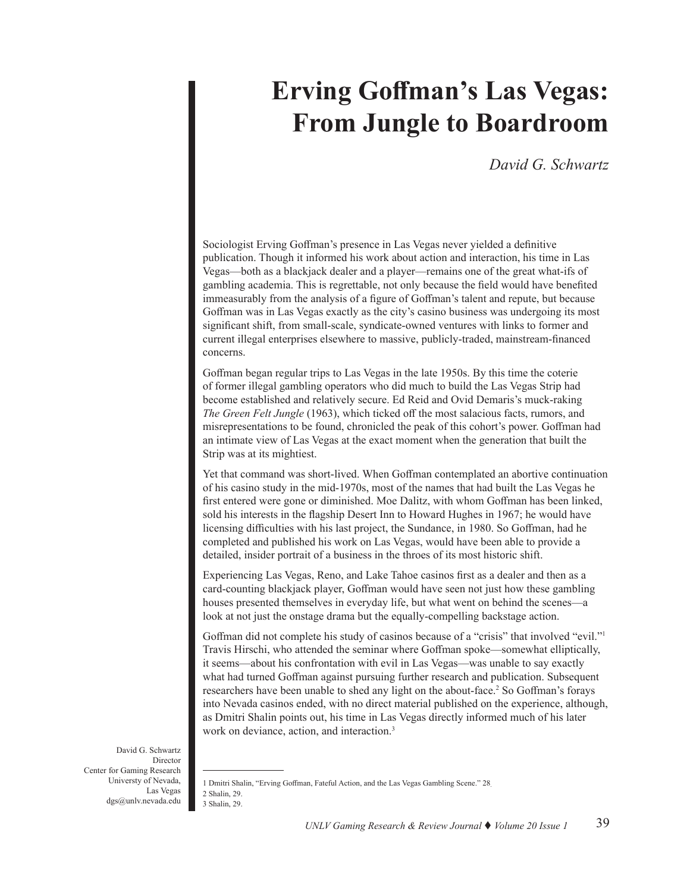# Erving Goffman's Las Vegas: From Jungle to Boardroom

*David G. Schwartz*

Sociologist Erving Goffman's presence in Las Vegas never yielded a definitive publication. Though it informed his work about action and interaction, his time in Las Vegas—both as a blackjack dealer and a player—remains one of the great what-ifs of gambling academia. This is regrettable, not only because the field would have benefited immeasurably from the analysis of a figure of Goffman's talent and repute, but because Goffman was in Las Vegas exactly as the city's casino business was undergoing its most significant shift, from small-scale, syndicate-owned ventures with links to former and current illegal enterprises elsewhere to massive, publicly-traded, mainstream-financed concerns.

Goffman began regular trips to Las Vegas in the late 1950s. By this time the coterie of former illegal gambling operators who did much to build the Las Vegas Strip had become established and relatively secure. Ed Reid and Ovid Demaris's muck-raking *The Green Felt Jungle* (1963), which ticked off the most salacious facts, rumors, and misrepresentations to be found, chronicled the peak of this cohort's power. Goffman had an intimate view of Las Vegas at the exact moment when the generation that built the Strip was at its mightiest.

Yet that command was short-lived. When Goffman contemplated an abortive continuation of his casino study in the mid-1970s, most of the names that had built the Las Vegas he first entered were gone or diminished. Moe Dalitz, with whom Goffman has been linked, sold his interests in the flagship Desert Inn to Howard Hughes in 1967; he would have licensing difficulties with his last project, the Sundance, in 1980. So Goffman, had he completed and published his work on Las Vegas, would have been able to provide a detailed, insider portrait of a business in the throes of its most historic shift.

Experiencing Las Vegas, Reno, and Lake Tahoe casinos first as a dealer and then as a card-counting blackjack player, Goffman would have seen not just how these gambling houses presented themselves in everyday life, but what went on behind the scenes—a look at not just the onstage drama but the equally-compelling backstage action.

Goffman did not complete his study of casinos because of a "crisis" that involved "evil."[1] Travis Hirschi, who attended the seminar where Goffman spoke—somewhat elliptically, it seems—about his confrontation with evil in Las Vegas—was unable to say exactly what had turned Goffman against pursuing further research and publication. Subsequent researchers have been unable to shed any light on the about-face.[2] So Goffman's forays into Nevada casinos ended, with no direct material published on the experience, although, as Dmitri Shalin points out, his time in Las Vegas directly informed much of his later work on deviance, action, and interaction.[3]

David G. Schwartz
Director
Center for Gaming Research
Universty of Nevada, Las Vegas
dgs@unlv.nevada.edu

---

1 Dmitri Shalin, "Erving Goffman, Fateful Action, and the Las Vegas Gambling Scene." 28.
2 Shalin, 29.
3 Shalin, 29.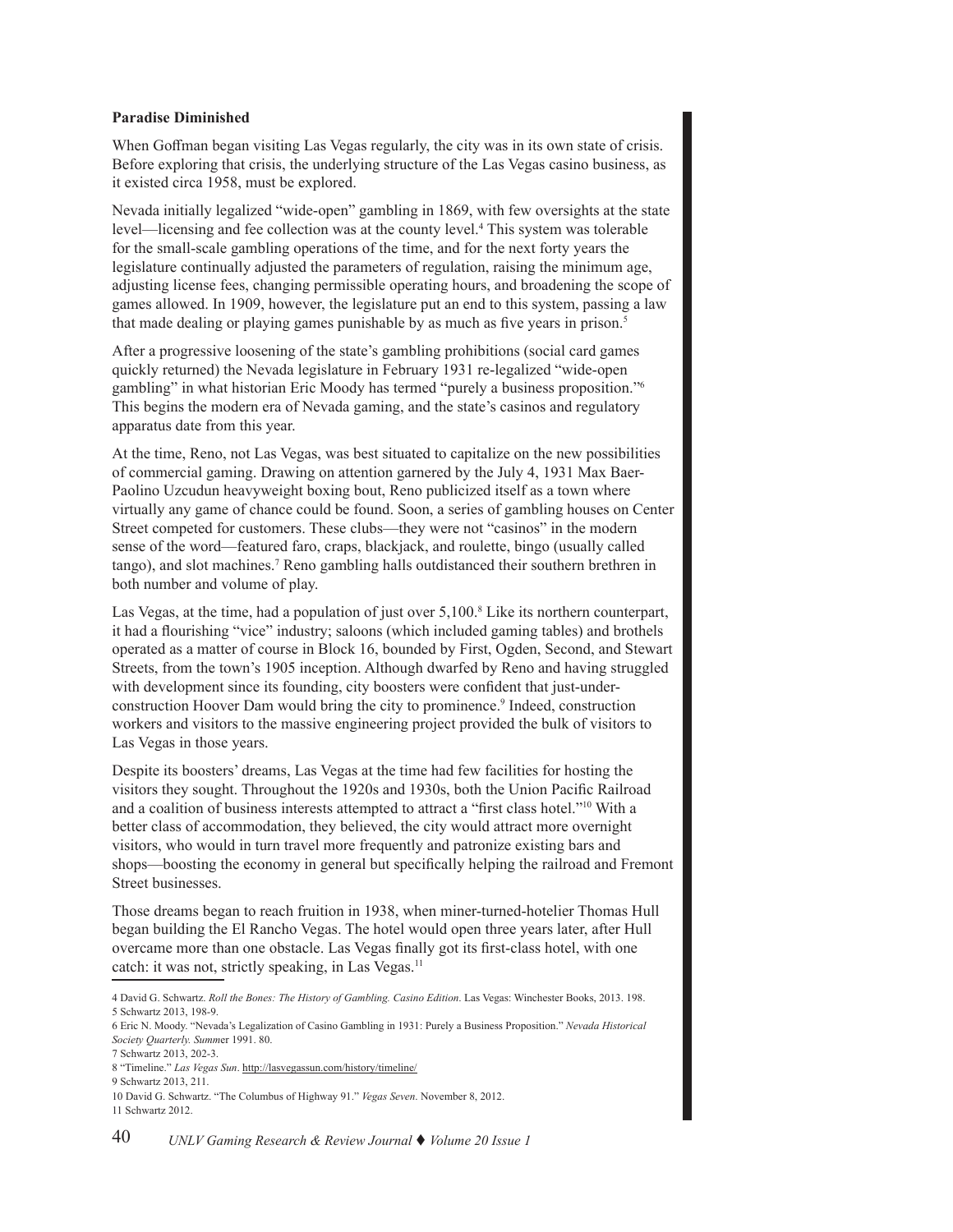**Paradise Diminished**

When Goffman began visiting Las Vegas regularly, the city was in its own state of crisis. Before exploring that crisis, the underlying structure of the Las Vegas casino business, as it existed circa 1958, must be explored.

Nevada initially legalized "wide-open" gambling in 1869, with few oversights at the state level—licensing and fee collection was at the county level.[4] This system was tolerable for the small-scale gambling operations of the time, and for the next forty years the legislature continually adjusted the parameters of regulation, raising the minimum age, adjusting license fees, changing permissible operating hours, and broadening the scope of games allowed. In 1909, however, the legislature put an end to this system, passing a law that made dealing or playing games punishable by as much as five years in prison.[5]

After a progressive loosening of the state's gambling prohibitions (social card games quickly returned) the Nevada legislature in February 1931 re-legalized "wide-open gambling" in what historian Eric Moody has termed "purely a business proposition."[6] This begins the modern era of Nevada gaming, and the state's casinos and regulatory apparatus date from this year.

At the time, Reno, not Las Vegas, was best situated to capitalize on the new possibilities of commercial gaming. Drawing on attention garnered by the July 4, 1931 Max Baer-Paolino Uzcudun heavyweight boxing bout, Reno publicized itself as a town where virtually any game of chance could be found. Soon, a series of gambling houses on Center Street competed for customers. These clubs—they were not "casinos" in the modern sense of the word—featured faro, craps, blackjack, and roulette, bingo (usually called tango), and slot machines.[7] Reno gambling halls outdistanced their southern brethren in both number and volume of play.

Las Vegas, at the time, had a population of just over 5,100.[8] Like its northern counterpart, it had a flourishing "vice" industry; saloons (which included gaming tables) and brothels operated as a matter of course in Block 16, bounded by First, Ogden, Second, and Stewart Streets, from the town's 1905 inception. Although dwarfed by Reno and having struggled with development since its founding, city boosters were confident that just-under-construction Hoover Dam would bring the city to prominence.[9] Indeed, construction workers and visitors to the massive engineering project provided the bulk of visitors to Las Vegas in those years.

Despite its boosters' dreams, Las Vegas at the time had few facilities for hosting the visitors they sought. Throughout the 1920s and 1930s, both the Union Pacific Railroad and a coalition of business interests attempted to attract a "first class hotel."[10] With a better class of accommodation, they believed, the city would attract more overnight visitors, who would in turn travel more frequently and patronize existing bars and shops—boosting the economy in general but specifically helping the railroad and Fremont Street businesses.

Those dreams began to reach fruition in 1938, when miner-turned-hotelier Thomas Hull began building the El Rancho Vegas. The hotel would open three years later, after Hull overcame more than one obstacle. Las Vegas finally got its first-class hotel, with one catch: it was not, strictly speaking, in Las Vegas.[11]

---

4 David G. Schwartz. *Roll the Bones: The History of Gambling. Casino Edition*. Las Vegas: Winchester Books, 2013. 198.
5 Schwartz 2013, 198-9.
6 Eric N. Moody. "Nevada's Legalization of Casino Gambling in 1931: Purely a Business Proposition." *Nevada Historical Society Quarterly. Summ*er 1991. 80.
7 Schwartz 2013, 202-3.
8 "Timeline." *Las Vegas Sun*. http://lasvegassun.com/history/timeline/
9 Schwartz 2013, 211.
10 David G. Schwartz. "The Columbus of Highway 91." *Vegas Seven*. November 8, 2012.
11 Schwartz 2012.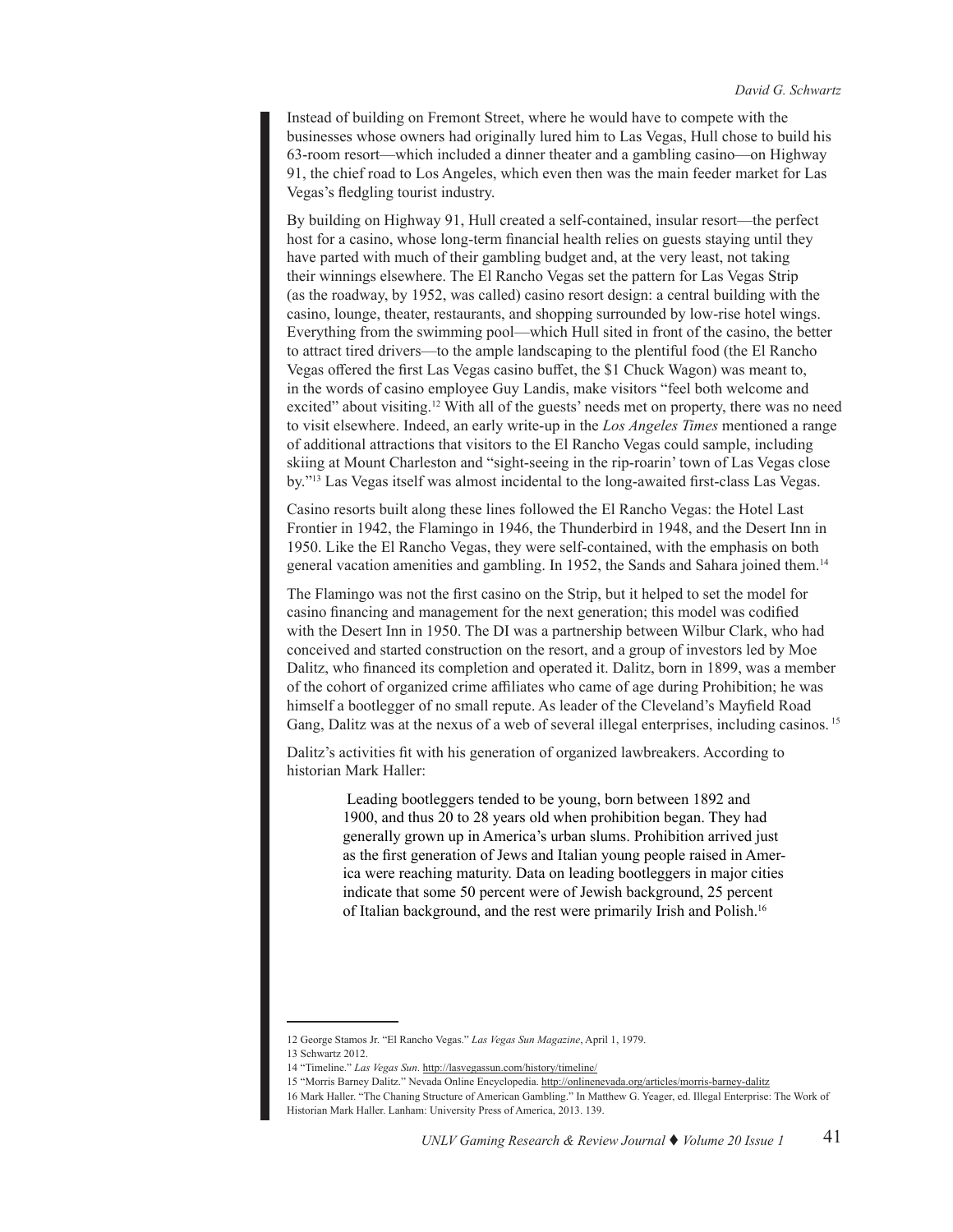Instead of building on Fremont Street, where he would have to compete with the businesses whose owners had originally lured him to Las Vegas, Hull chose to build his 63-room resort—which included a dinner theater and a gambling casino—on Highway 91, the chief road to Los Angeles, which even then was the main feeder market for Las Vegas's fledgling tourist industry.

By building on Highway 91, Hull created a self-contained, insular resort—the perfect host for a casino, whose long-term financial health relies on guests staying until they have parted with much of their gambling budget and, at the very least, not taking their winnings elsewhere. The El Rancho Vegas set the pattern for Las Vegas Strip (as the roadway, by 1952, was called) casino resort design: a central building with the casino, lounge, theater, restaurants, and shopping surrounded by low-rise hotel wings. Everything from the swimming pool—which Hull sited in front of the casino, the better to attract tired drivers—to the ample landscaping to the plentiful food (the El Rancho Vegas offered the first Las Vegas casino buffet, the $1 Chuck Wagon) was meant to, in the words of casino employee Guy Landis, make visitors "feel both welcome and excited" about visiting.[12] With all of the guests' needs met on property, there was no need to visit elsewhere. Indeed, an early write-up in the *Los Angeles Times* mentioned a range of additional attractions that visitors to the El Rancho Vegas could sample, including skiing at Mount Charleston and "sight-seeing in the rip-roarin' town of Las Vegas close by."[13] Las Vegas itself was almost incidental to the long-awaited first-class Las Vegas.

Casino resorts built along these lines followed the El Rancho Vegas: the Hotel Last Frontier in 1942, the Flamingo in 1946, the Thunderbird in 1948, and the Desert Inn in 1950. Like the El Rancho Vegas, they were self-contained, with the emphasis on both general vacation amenities and gambling. In 1952, the Sands and Sahara joined them.[14]

The Flamingo was not the first casino on the Strip, but it helped to set the model for casino financing and management for the next generation; this model was codified with the Desert Inn in 1950. The DI was a partnership between Wilbur Clark, who had conceived and started construction on the resort, and a group of investors led by Moe Dalitz, who financed its completion and operated it. Dalitz, born in 1899, was a member of the cohort of organized crime affiliates who came of age during Prohibition; he was himself a bootlegger of no small repute. As leader of the Cleveland's Mayfield Road Gang, Dalitz was at the nexus of a web of several illegal enterprises, including casinos.[15]

Dalitz's activities fit with his generation of organized lawbreakers. According to historian Mark Haller:

> Leading bootleggers tended to be young, born between 1892 and 1900, and thus 20 to 28 years old when prohibition began. They had generally grown up in America's urban slums. Prohibition arrived just as the first generation of Jews and Italian young people raised in America were reaching maturity. Data on leading bootleggers in major cities indicate that some 50 percent were of Jewish background, 25 percent of Italian background, and the rest were primarily Irish and Polish.[16]

---

12 George Stamos Jr. "El Rancho Vegas." *Las Vegas Sun Magazine*, April 1, 1979.

13 Schwartz 2012.

14 "Timeline." *Las Vegas Sun*. http://lasvegassun.com/history/timeline/

15 "Morris Barney Dalitz." Nevada Online Encyclopedia. http://onlinenevada.org/articles/morris-barney-dalitz

16 Mark Haller. "The Chaning Structure of American Gambling." In Matthew G. Yeager, ed. Illegal Enterprise: The Work of Historian Mark Haller. Lanham: University Press of America, 2013. 139.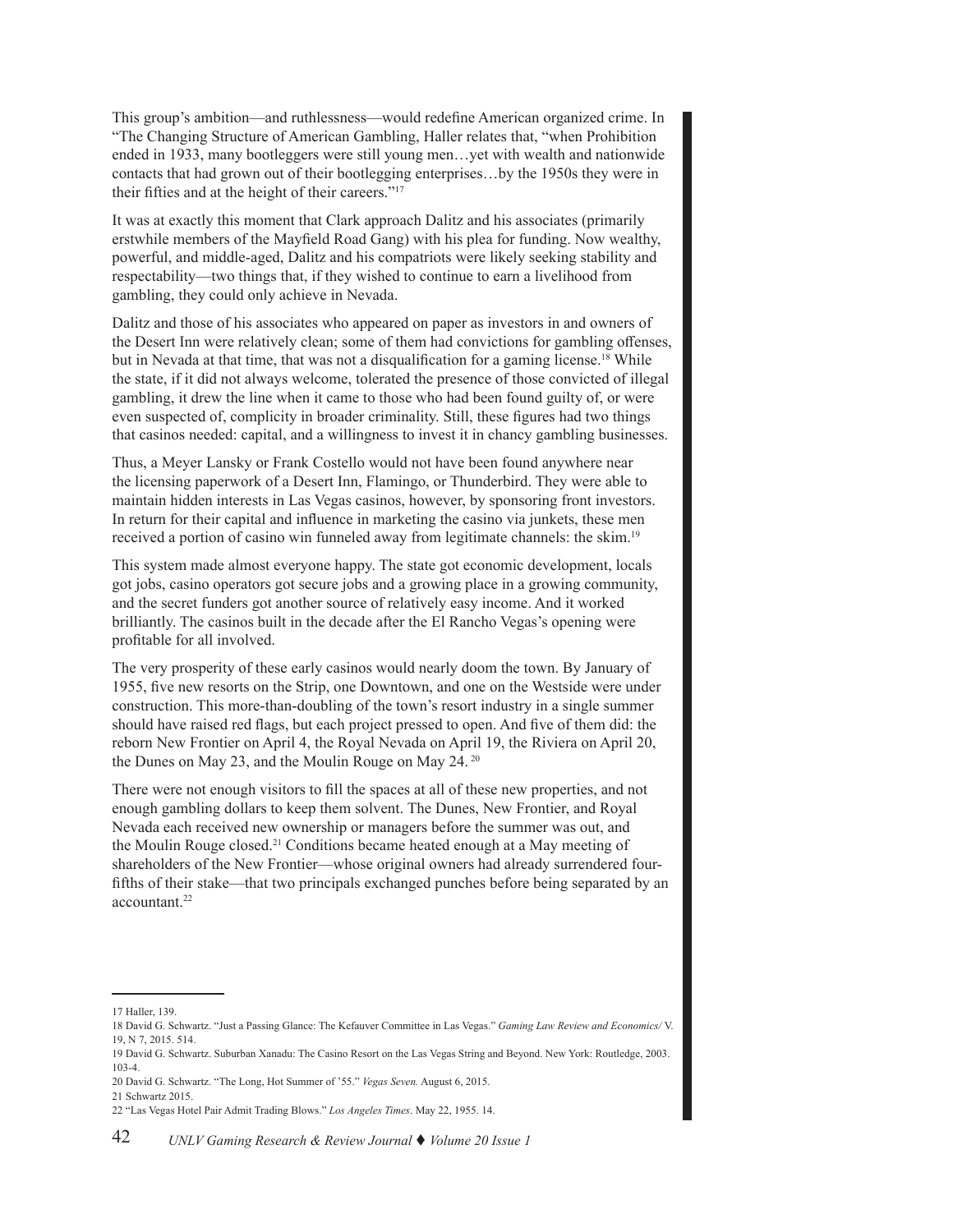This group's ambition—and ruthlessness—would redefine American organized crime. In "The Changing Structure of American Gambling, Haller relates that, "when Prohibition ended in 1933, many bootleggers were still young men…yet with wealth and nationwide contacts that had grown out of their bootlegging enterprises…by the 1950s they were in their fifties and at the height of their careers."[17]

It was at exactly this moment that Clark approach Dalitz and his associates (primarily erstwhile members of the Mayfield Road Gang) with his plea for funding. Now wealthy, powerful, and middle-aged, Dalitz and his compatriots were likely seeking stability and respectability—two things that, if they wished to continue to earn a livelihood from gambling, they could only achieve in Nevada.

Dalitz and those of his associates who appeared on paper as investors in and owners of the Desert Inn were relatively clean; some of them had convictions for gambling offenses, but in Nevada at that time, that was not a disqualification for a gaming license.[18] While the state, if it did not always welcome, tolerated the presence of those convicted of illegal gambling, it drew the line when it came to those who had been found guilty of, or were even suspected of, complicity in broader criminality. Still, these figures had two things that casinos needed: capital, and a willingness to invest it in chancy gambling businesses.

Thus, a Meyer Lansky or Frank Costello would not have been found anywhere near the licensing paperwork of a Desert Inn, Flamingo, or Thunderbird. They were able to maintain hidden interests in Las Vegas casinos, however, by sponsoring front investors. In return for their capital and influence in marketing the casino via junkets, these men received a portion of casino win funneled away from legitimate channels: the skim.[19]

This system made almost everyone happy. The state got economic development, locals got jobs, casino operators got secure jobs and a growing place in a growing community, and the secret funders got another source of relatively easy income. And it worked brilliantly. The casinos built in the decade after the El Rancho Vegas's opening were profitable for all involved.

The very prosperity of these early casinos would nearly doom the town. By January of 1955, five new resorts on the Strip, one Downtown, and one on the Westside were under construction. This more-than-doubling of the town's resort industry in a single summer should have raised red flags, but each project pressed to open. And five of them did: the reborn New Frontier on April 4, the Royal Nevada on April 19, the Riviera on April 20, the Dunes on May 23, and the Moulin Rouge on May 24.[20]

There were not enough visitors to fill the spaces at all of these new properties, and not enough gambling dollars to keep them solvent. The Dunes, New Frontier, and Royal Nevada each received new ownership or managers before the summer was out, and the Moulin Rouge closed.[21] Conditions became heated enough at a May meeting of shareholders of the New Frontier—whose original owners had already surrendered four-fifths of their stake—that two principals exchanged punches before being separated by an accountant.[22]

---

17 Haller, 139.

18 David G. Schwartz. "Just a Passing Glance: The Kefauver Committee in Las Vegas." *Gaming Law Review and Economics/* V. 19, N 7, 2015. 514.

19 David G. Schwartz. Suburban Xanadu: The Casino Resort on the Las Vegas String and Beyond. New York: Routledge, 2003. 103-4.

20 David G. Schwartz. "The Long, Hot Summer of '55." *Vegas Seven.* August 6, 2015.

21 Schwartz 2015.

22 "Las Vegas Hotel Pair Admit Trading Blows." *Los Angeles Times*. May 22, 1955. 14.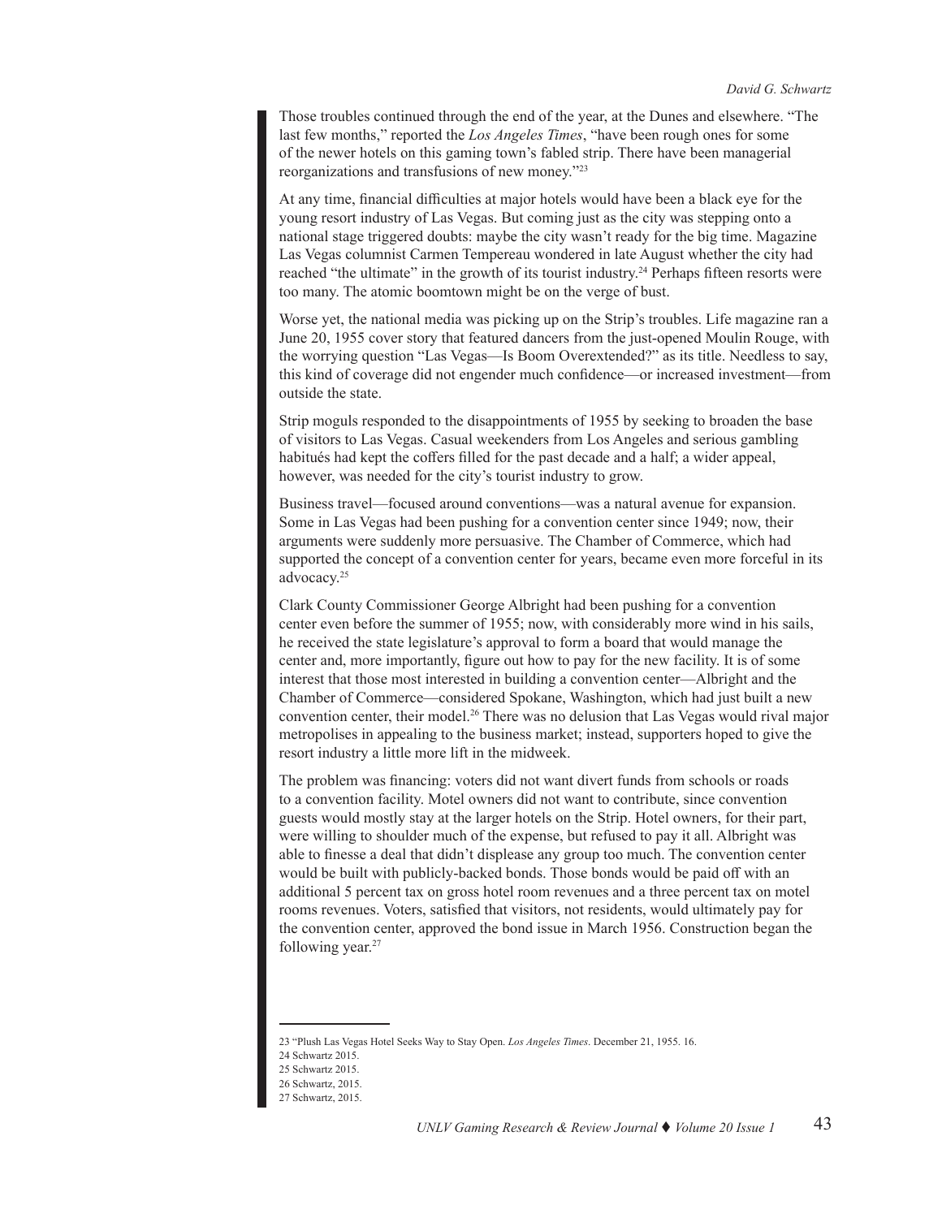Those troubles continued through the end of the year, at the Dunes and elsewhere. "The last few months," reported the *Los Angeles Times*, "have been rough ones for some of the newer hotels on this gaming town's fabled strip. There have been managerial reorganizations and transfusions of new money."[23]

At any time, financial difficulties at major hotels would have been a black eye for the young resort industry of Las Vegas. But coming just as the city was stepping onto a national stage triggered doubts: maybe the city wasn't ready for the big time. Magazine Las Vegas columnist Carmen Tempereau wondered in late August whether the city had reached "the ultimate" in the growth of its tourist industry.[24] Perhaps fifteen resorts were too many. The atomic boomtown might be on the verge of bust.

Worse yet, the national media was picking up on the Strip's troubles. Life magazine ran a June 20, 1955 cover story that featured dancers from the just-opened Moulin Rouge, with the worrying question "Las Vegas—Is Boom Overextended?" as its title. Needless to say, this kind of coverage did not engender much confidence—or increased investment—from outside the state.

Strip moguls responded to the disappointments of 1955 by seeking to broaden the base of visitors to Las Vegas. Casual weekenders from Los Angeles and serious gambling habitués had kept the coffers filled for the past decade and a half; a wider appeal, however, was needed for the city's tourist industry to grow.

Business travel—focused around conventions—was a natural avenue for expansion. Some in Las Vegas had been pushing for a convention center since 1949; now, their arguments were suddenly more persuasive. The Chamber of Commerce, which had supported the concept of a convention center for years, became even more forceful in its advocacy.[25]

Clark County Commissioner George Albright had been pushing for a convention center even before the summer of 1955; now, with considerably more wind in his sails, he received the state legislature's approval to form a board that would manage the center and, more importantly, figure out how to pay for the new facility. It is of some interest that those most interested in building a convention center—Albright and the Chamber of Commerce—considered Spokane, Washington, which had just built a new convention center, their model.[26] There was no delusion that Las Vegas would rival major metropolises in appealing to the business market; instead, supporters hoped to give the resort industry a little more lift in the midweek.

The problem was financing: voters did not want divert funds from schools or roads to a convention facility. Motel owners did not want to contribute, since convention guests would mostly stay at the larger hotels on the Strip. Hotel owners, for their part, were willing to shoulder much of the expense, but refused to pay it all. Albright was able to finesse a deal that didn't displease any group too much. The convention center would be built with publicly-backed bonds. Those bonds would be paid off with an additional 5 percent tax on gross hotel room revenues and a three percent tax on motel rooms revenues. Voters, satisfied that visitors, not residents, would ultimately pay for the convention center, approved the bond issue in March 1956. Construction began the following year.[27]

---

23 "Plush Las Vegas Hotel Seeks Way to Stay Open. *Los Angeles Times*. December 21, 1955. 16.

24 Schwartz 2015.

25 Schwartz 2015.

26 Schwartz, 2015.

27 Schwartz, 2015.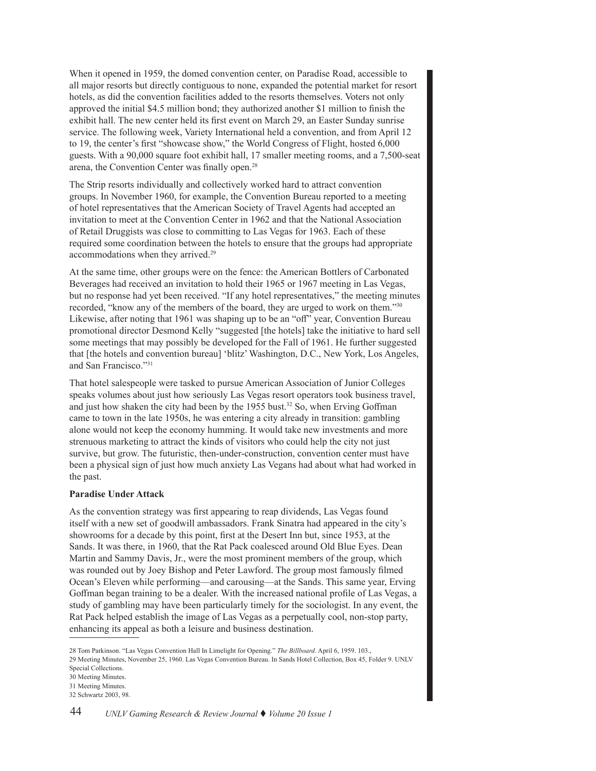When it opened in 1959, the domed convention center, on Paradise Road, accessible to all major resorts but directly contiguous to none, expanded the potential market for resort hotels, as did the convention facilities added to the resorts themselves. Voters not only approved the initial $4.5 million bond; they authorized another $1 million to finish the exhibit hall. The new center held its first event on March 29, an Easter Sunday sunrise service. The following week, Variety International held a convention, and from April 12 to 19, the center's first "showcase show," the World Congress of Flight, hosted 6,000 guests. With a 90,000 square foot exhibit hall, 17 smaller meeting rooms, and a 7,500-seat arena, the Convention Center was finally open.[28]

The Strip resorts individually and collectively worked hard to attract convention groups. In November 1960, for example, the Convention Bureau reported to a meeting of hotel representatives that the American Society of Travel Agents had accepted an invitation to meet at the Convention Center in 1962 and that the National Association of Retail Druggists was close to committing to Las Vegas for 1963. Each of these required some coordination between the hotels to ensure that the groups had appropriate accommodations when they arrived.[29]

At the same time, other groups were on the fence: the American Bottlers of Carbonated Beverages had received an invitation to hold their 1965 or 1967 meeting in Las Vegas, but no response had yet been received. "If any hotel representatives," the meeting minutes recorded, "know any of the members of the board, they are urged to work on them."[30] Likewise, after noting that 1961 was shaping up to be an "off" year, Convention Bureau promotional director Desmond Kelly "suggested [the hotels] take the initiative to hard sell some meetings that may possibly be developed for the Fall of 1961. He further suggested that [the hotels and convention bureau] 'blitz' Washington, D.C., New York, Los Angeles, and San Francisco."[31]

That hotel salespeople were tasked to pursue American Association of Junior Colleges speaks volumes about just how seriously Las Vegas resort operators took business travel, and just how shaken the city had been by the 1955 bust.[32] So, when Erving Goffman came to town in the late 1950s, he was entering a city already in transition: gambling alone would not keep the economy humming. It would take new investments and more strenuous marketing to attract the kinds of visitors who could help the city not just survive, but grow. The futuristic, then-under-construction, convention center must have been a physical sign of just how much anxiety Las Vegans had about what had worked in the past.

**Paradise Under Attack**

As the convention strategy was first appearing to reap dividends, Las Vegas found itself with a new set of goodwill ambassadors. Frank Sinatra had appeared in the city's showrooms for a decade by this point, first at the Desert Inn but, since 1953, at the Sands. It was there, in 1960, that the Rat Pack coalesced around Old Blue Eyes. Dean Martin and Sammy Davis, Jr., were the most prominent members of the group, which was rounded out by Joey Bishop and Peter Lawford. The group most famously filmed Ocean's Eleven while performing—and carousing—at the Sands. This same year, Erving Goffman began training to be a dealer. With the increased national profile of Las Vegas, a study of gambling may have been particularly timely for the sociologist. In any event, the Rat Pack helped establish the image of Las Vegas as a perpetually cool, non-stop party, enhancing its appeal as both a leisure and business destination.

---

28 Tom Parkinson. "Las Vegas Convention Hall In Limelight for Opening." *The Billboard*. April 6, 1959. 103.,

29 Meeting Minutes, November 25, 1960. Las Vegas Convention Bureau. In Sands Hotel Collection, Box 45, Folder 9. UNLV Special Collections.

30 Meeting Minutes.

31 Meeting Minutes.

32 Schwartz 2003, 98.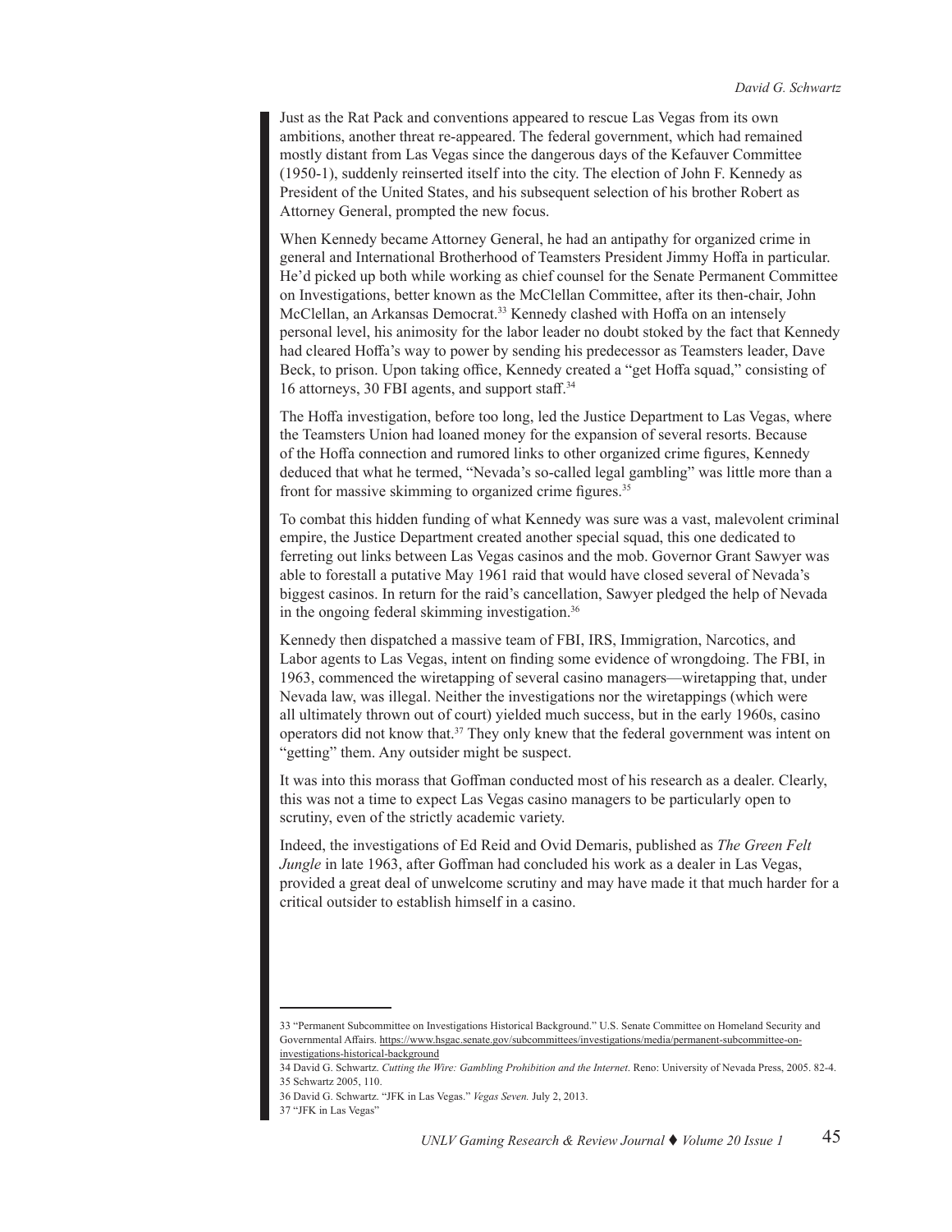Just as the Rat Pack and conventions appeared to rescue Las Vegas from its own ambitions, another threat re-appeared. The federal government, which had remained mostly distant from Las Vegas since the dangerous days of the Kefauver Committee (1950-1), suddenly reinserted itself into the city. The election of John F. Kennedy as President of the United States, and his subsequent selection of his brother Robert as Attorney General, prompted the new focus.

When Kennedy became Attorney General, he had an antipathy for organized crime in general and International Brotherhood of Teamsters President Jimmy Hoffa in particular. He'd picked up both while working as chief counsel for the Senate Permanent Committee on Investigations, better known as the McClellan Committee, after its then-chair, John McClellan, an Arkansas Democrat.[33] Kennedy clashed with Hoffa on an intensely personal level, his animosity for the labor leader no doubt stoked by the fact that Kennedy had cleared Hoffa's way to power by sending his predecessor as Teamsters leader, Dave Beck, to prison. Upon taking office, Kennedy created a "get Hoffa squad," consisting of 16 attorneys, 30 FBI agents, and support staff.[34]

The Hoffa investigation, before too long, led the Justice Department to Las Vegas, where the Teamsters Union had loaned money for the expansion of several resorts. Because of the Hoffa connection and rumored links to other organized crime figures, Kennedy deduced that what he termed, "Nevada's so-called legal gambling" was little more than a front for massive skimming to organized crime figures.[35]

To combat this hidden funding of what Kennedy was sure was a vast, malevolent criminal empire, the Justice Department created another special squad, this one dedicated to ferreting out links between Las Vegas casinos and the mob. Governor Grant Sawyer was able to forestall a putative May 1961 raid that would have closed several of Nevada's biggest casinos. In return for the raid's cancellation, Sawyer pledged the help of Nevada in the ongoing federal skimming investigation.[36]

Kennedy then dispatched a massive team of FBI, IRS, Immigration, Narcotics, and Labor agents to Las Vegas, intent on finding some evidence of wrongdoing. The FBI, in 1963, commenced the wiretapping of several casino managers—wiretapping that, under Nevada law, was illegal. Neither the investigations nor the wiretappings (which were all ultimately thrown out of court) yielded much success, but in the early 1960s, casino operators did not know that.[37] They only knew that the federal government was intent on "getting" them. Any outsider might be suspect.

It was into this morass that Goffman conducted most of his research as a dealer. Clearly, this was not a time to expect Las Vegas casino managers to be particularly open to scrutiny, even of the strictly academic variety.

Indeed, the investigations of Ed Reid and Ovid Demaris, published as *The Green Felt Jungle* in late 1963, after Goffman had concluded his work as a dealer in Las Vegas, provided a great deal of unwelcome scrutiny and may have made it that much harder for a critical outsider to establish himself in a casino.

---

33 "Permanent Subcommittee on Investigations Historical Background." U.S. Senate Committee on Homeland Security and Governmental Affairs. https://www.hsgac.senate.gov/subcommittees/investigations/media/permanent-subcommittee-on-investigations-historical-background

34 David G. Schwartz. *Cutting the Wire: Gambling Prohibition and the Internet*. Reno: University of Nevada Press, 2005. 82-4.

35 Schwartz 2005, 110.

36 David G. Schwartz. "JFK in Las Vegas." *Vegas Seven.* July 2, 2013.

37 "JFK in Las Vegas"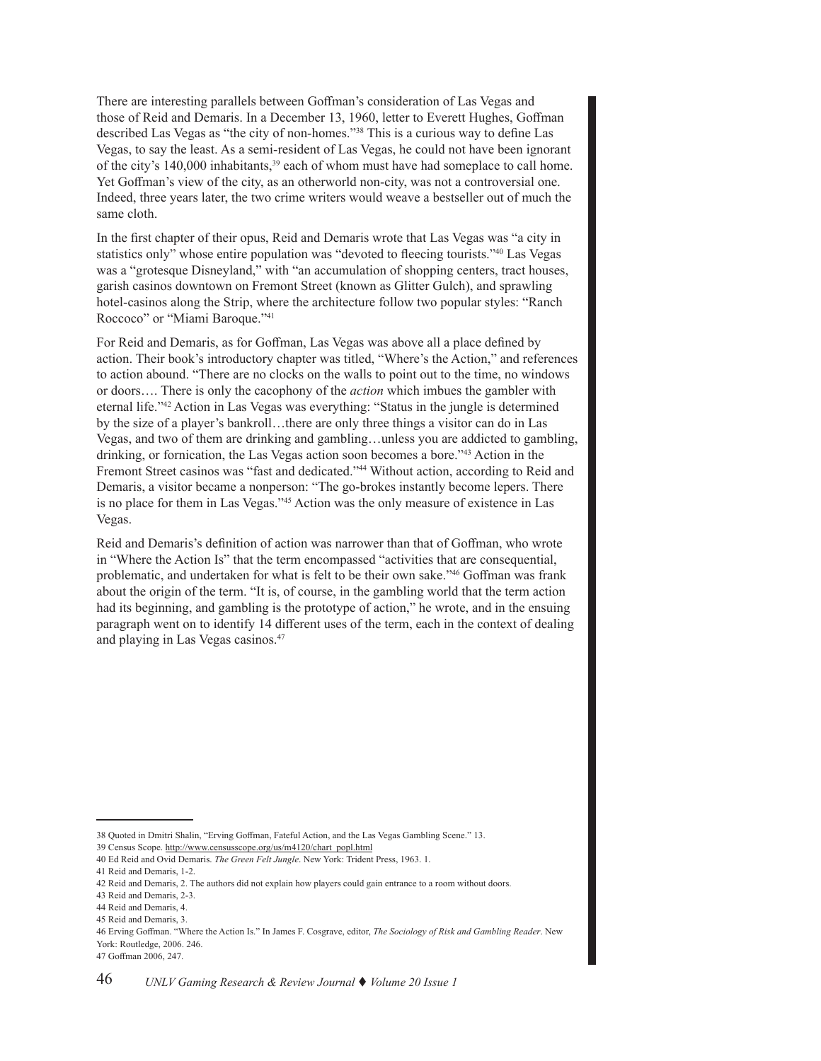There are interesting parallels between Goffman's consideration of Las Vegas and those of Reid and Demaris. In a December 13, 1960, letter to Everett Hughes, Goffman described Las Vegas as "the city of non-homes."[38] This is a curious way to define Las Vegas, to say the least. As a semi-resident of Las Vegas, he could not have been ignorant of the city's 140,000 inhabitants,[39] each of whom must have had someplace to call home. Yet Goffman's view of the city, as an otherworld non-city, was not a controversial one. Indeed, three years later, the two crime writers would weave a bestseller out of much the same cloth.

In the first chapter of their opus, Reid and Demaris wrote that Las Vegas was "a city in statistics only" whose entire population was "devoted to fleecing tourists."[40] Las Vegas was a "grotesque Disneyland," with "an accumulation of shopping centers, tract houses, garish casinos downtown on Fremont Street (known as Glitter Gulch), and sprawling hotel-casinos along the Strip, where the architecture follow two popular styles: "Ranch Roccoco" or "Miami Baroque."[41]

For Reid and Demaris, as for Goffman, Las Vegas was above all a place defined by action. Their book's introductory chapter was titled, "Where's the Action," and references to action abound. "There are no clocks on the walls to point out to the time, no windows or doors…. There is only the cacophony of the *action* which imbues the gambler with eternal life."[42] Action in Las Vegas was everything: "Status in the jungle is determined by the size of a player's bankroll…there are only three things a visitor can do in Las Vegas, and two of them are drinking and gambling…unless you are addicted to gambling, drinking, or fornication, the Las Vegas action soon becomes a bore."[43] Action in the Fremont Street casinos was "fast and dedicated."[44] Without action, according to Reid and Demaris, a visitor became a nonperson: "The go-brokes instantly become lepers. There is no place for them in Las Vegas."[45] Action was the only measure of existence in Las Vegas.

Reid and Demaris's definition of action was narrower than that of Goffman, who wrote in "Where the Action Is" that the term encompassed "activities that are consequential, problematic, and undertaken for what is felt to be their own sake."[46] Goffman was frank about the origin of the term. "It is, of course, in the gambling world that the term action had its beginning, and gambling is the prototype of action," he wrote, and in the ensuing paragraph went on to identify 14 different uses of the term, each in the context of dealing and playing in Las Vegas casinos.[47]

---

38 Quoted in Dmitri Shalin, "Erving Goffman, Fateful Action, and the Las Vegas Gambling Scene." 13.

39 Census Scope. http://www.censusscope.org/us/m4120/chart_popl.html

40 Ed Reid and Ovid Demaris. *The Green Felt Jungle*. New York: Trident Press, 1963. 1.

41 Reid and Demaris, 1-2.

42 Reid and Demaris, 2. The authors did not explain how players could gain entrance to a room without doors.

43 Reid and Demaris, 2-3.

44 Reid and Demaris, 4.

45 Reid and Demaris, 3.

46 Erving Goffman. "Where the Action Is." In James F. Cosgrave, editor, *The Sociology of Risk and Gambling Reader*. New York: Routledge, 2006. 246.

47 Goffman 2006, 247.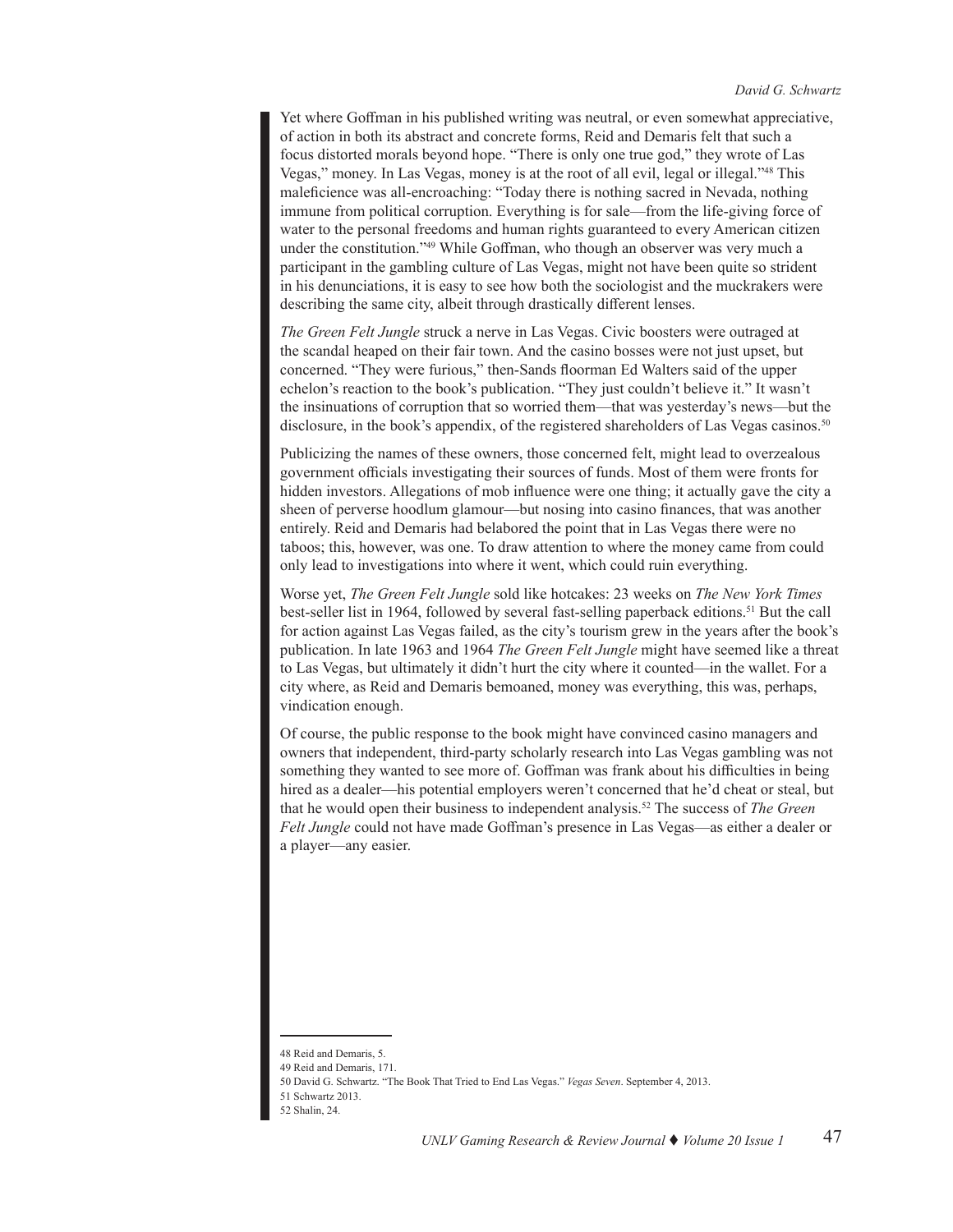Yet where Goffman in his published writing was neutral, or even somewhat appreciative, of action in both its abstract and concrete forms, Reid and Demaris felt that such a focus distorted morals beyond hope. "There is only one true god," they wrote of Las Vegas," money. In Las Vegas, money is at the root of all evil, legal or illegal."[48] This maleficience was all-encroaching: "Today there is nothing sacred in Nevada, nothing immune from political corruption. Everything is for sale—from the life-giving force of water to the personal freedoms and human rights guaranteed to every American citizen under the constitution."[49] While Goffman, who though an observer was very much a participant in the gambling culture of Las Vegas, might not have been quite so strident in his denunciations, it is easy to see how both the sociologist and the muckrakers were describing the same city, albeit through drastically different lenses.

*The Green Felt Jungle* struck a nerve in Las Vegas. Civic boosters were outraged at the scandal heaped on their fair town. And the casino bosses were not just upset, but concerned. "They were furious," then-Sands floorman Ed Walters said of the upper echelon's reaction to the book's publication. "They just couldn't believe it." It wasn't the insinuations of corruption that so worried them—that was yesterday's news—but the disclosure, in the book's appendix, of the registered shareholders of Las Vegas casinos.[50]

Publicizing the names of these owners, those concerned felt, might lead to overzealous government officials investigating their sources of funds. Most of them were fronts for hidden investors. Allegations of mob influence were one thing; it actually gave the city a sheen of perverse hoodlum glamour—but nosing into casino finances, that was another entirely. Reid and Demaris had belabored the point that in Las Vegas there were no taboos; this, however, was one. To draw attention to where the money came from could only lead to investigations into where it went, which could ruin everything.

Worse yet, *The Green Felt Jungle* sold like hotcakes: 23 weeks on *The New York Times* best-seller list in 1964, followed by several fast-selling paperback editions.[51] But the call for action against Las Vegas failed, as the city's tourism grew in the years after the book's publication. In late 1963 and 1964 *The Green Felt Jungle* might have seemed like a threat to Las Vegas, but ultimately it didn't hurt the city where it counted—in the wallet. For a city where, as Reid and Demaris bemoaned, money was everything, this was, perhaps, vindication enough.

Of course, the public response to the book might have convinced casino managers and owners that independent, third-party scholarly research into Las Vegas gambling was not something they wanted to see more of. Goffman was frank about his difficulties in being hired as a dealer—his potential employers weren't concerned that he'd cheat or steal, but that he would open their business to independent analysis.[52] The success of *The Green Felt Jungle* could not have made Goffman's presence in Las Vegas—as either a dealer or a player—any easier.

---

48 Reid and Demaris, 5.

49 Reid and Demaris, 171.

50 David G. Schwartz. "The Book That Tried to End Las Vegas." *Vegas Seven*. September 4, 2013.

51 Schwartz 2013.

52 Shalin, 24.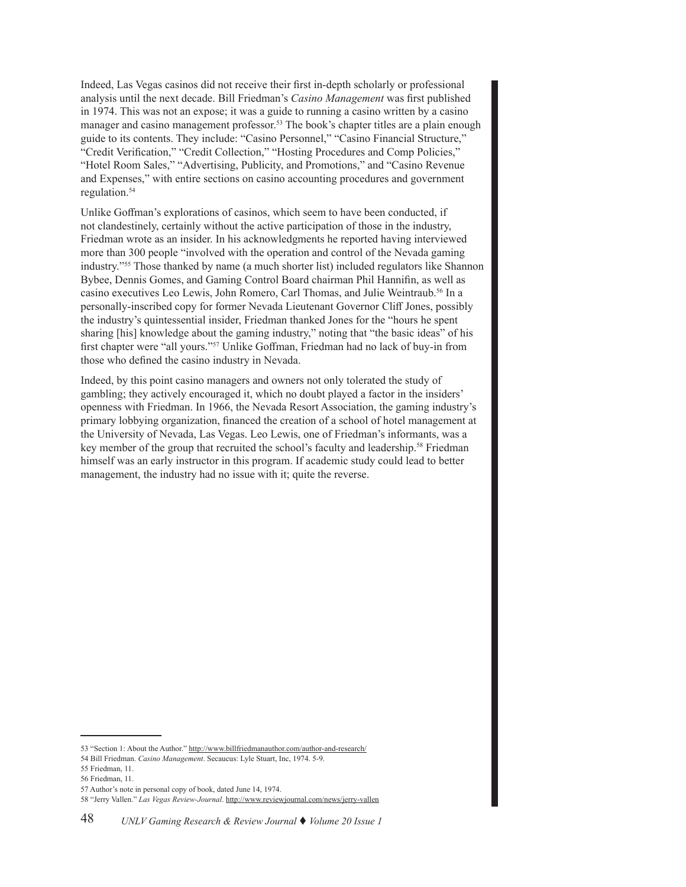Indeed, Las Vegas casinos did not receive their first in-depth scholarly or professional analysis until the next decade. Bill Friedman's *Casino Management* was first published in 1974. This was not an expose; it was a guide to running a casino written by a casino manager and casino management professor.[53] The book's chapter titles are a plain enough guide to its contents. They include: "Casino Personnel," "Casino Financial Structure," "Credit Verification," "Credit Collection," "Hosting Procedures and Comp Policies," "Hotel Room Sales," "Advertising, Publicity, and Promotions," and "Casino Revenue and Expenses," with entire sections on casino accounting procedures and government regulation.[54]

Unlike Goffman's explorations of casinos, which seem to have been conducted, if not clandestinely, certainly without the active participation of those in the industry, Friedman wrote as an insider. In his acknowledgments he reported having interviewed more than 300 people "involved with the operation and control of the Nevada gaming industry."[55] Those thanked by name (a much shorter list) included regulators like Shannon Bybee, Dennis Gomes, and Gaming Control Board chairman Phil Hannifin, as well as casino executives Leo Lewis, John Romero, Carl Thomas, and Julie Weintraub.[56] In a personally-inscribed copy for former Nevada Lieutenant Governor Cliff Jones, possibly the industry's quintessential insider, Friedman thanked Jones for the "hours he spent sharing [his] knowledge about the gaming industry," noting that "the basic ideas" of his first chapter were "all yours."[57] Unlike Goffman, Friedman had no lack of buy-in from those who defined the casino industry in Nevada.

Indeed, by this point casino managers and owners not only tolerated the study of gambling; they actively encouraged it, which no doubt played a factor in the insiders' openness with Friedman. In 1966, the Nevada Resort Association, the gaming industry's primary lobbying organization, financed the creation of a school of hotel management at the University of Nevada, Las Vegas. Leo Lewis, one of Friedman's informants, was a key member of the group that recruited the school's faculty and leadership.[58] Friedman himself was an early instructor in this program. If academic study could lead to better management, the industry had no issue with it; quite the reverse.

---

53 "Section 1: About the Author." http://www.billfriedmanauthor.com/author-and-research/

54 Bill Friedman. *Casino Management*. Secaucus: Lyle Stuart, Inc, 1974. 5-9.

55 Friedman, 11.

56 Friedman, 11.

57 Author's note in personal copy of book, dated June 14, 1974.

58 "Jerry Vallen." *Las Vegas Review-Journal*. http://www.reviewjournal.com/news/jerry-vallen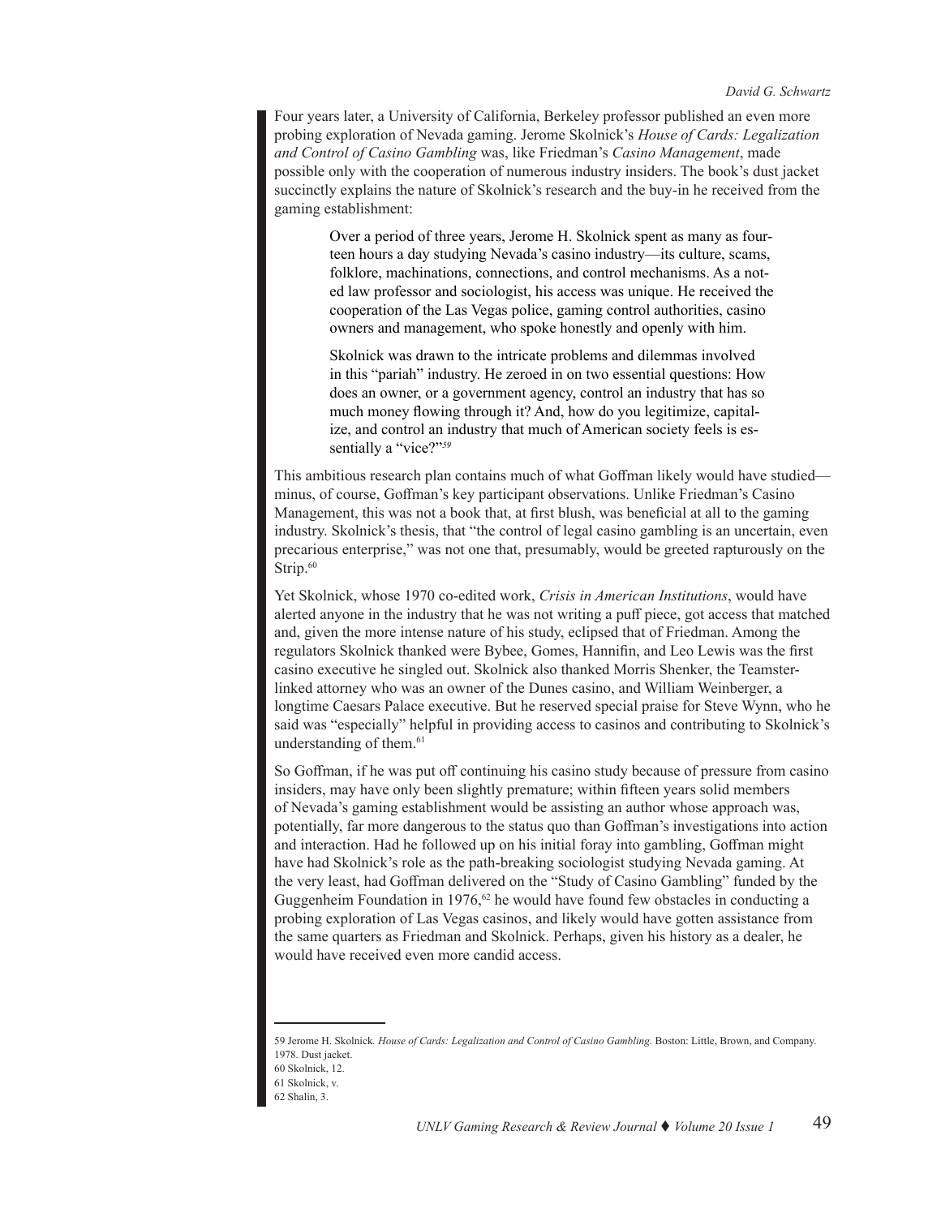Four years later, a University of California, Berkeley professor published an even more probing exploration of Nevada gaming. Jerome Skolnick's *House of Cards: Legalization and Control of Casino Gambling* was, like Friedman's *Casino Management*, made possible only with the cooperation of numerous industry insiders. The book's dust jacket succinctly explains the nature of Skolnick's research and the buy-in he received from the gaming establishment:

> Over a period of three years, Jerome H. Skolnick spent as many as fourteen hours a day studying Nevada's casino industry—its culture, scams, folklore, machinations, connections, and control mechanisms. As a noted law professor and sociologist, his access was unique. He received the cooperation of the Las Vegas police, gaming control authorities, casino owners and management, who spoke honestly and openly with him.
>
> Skolnick was drawn to the intricate problems and dilemmas involved in this "pariah" industry. He zeroed in on two essential questions: How does an owner, or a government agency, control an industry that has so much money flowing through it? And, how do you legitimize, capitalize, and control an industry that much of American society feels is essentially a "vice?"[59]

This ambitious research plan contains much of what Goffman likely would have studied—minus, of course, Goffman's key participant observations. Unlike Friedman's Casino Management, this was not a book that, at first blush, was beneficial at all to the gaming industry. Skolnick's thesis, that "the control of legal casino gambling is an uncertain, even precarious enterprise," was not one that, presumably, would be greeted rapturously on the Strip.[60]

Yet Skolnick, whose 1970 co-edited work, *Crisis in American Institutions*, would have alerted anyone in the industry that he was not writing a puff piece, got access that matched and, given the more intense nature of his study, eclipsed that of Friedman. Among the regulators Skolnick thanked were Bybee, Gomes, Hannifin, and Leo Lewis was the first casino executive he singled out. Skolnick also thanked Morris Shenker, the Teamster-linked attorney who was an owner of the Dunes casino, and William Weinberger, a longtime Caesars Palace executive. But he reserved special praise for Steve Wynn, who he said was "especially" helpful in providing access to casinos and contributing to Skolnick's understanding of them.[61]

So Goffman, if he was put off continuing his casino study because of pressure from casino insiders, may have only been slightly premature; within fifteen years solid members of Nevada's gaming establishment would be assisting an author whose approach was, potentially, far more dangerous to the status quo than Goffman's investigations into action and interaction. Had he followed up on his initial foray into gambling, Goffman might have had Skolnick's role as the path-breaking sociologist studying Nevada gaming. At the very least, had Goffman delivered on the "Study of Casino Gambling" funded by the Guggenheim Foundation in 1976,[62] he would have found few obstacles in conducting a probing exploration of Las Vegas casinos, and likely would have gotten assistance from the same quarters as Friedman and Skolnick. Perhaps, given his history as a dealer, he would have received even more candid access.

---

59 Jerome H. Skolnick. *House of Cards: Legalization and Control of Casino Gambling*. Boston: Little, Brown, and Company. 1978. Dust jacket.

60 Skolnick, 12.

61 Skolnick, v.

62 Shalin, 3.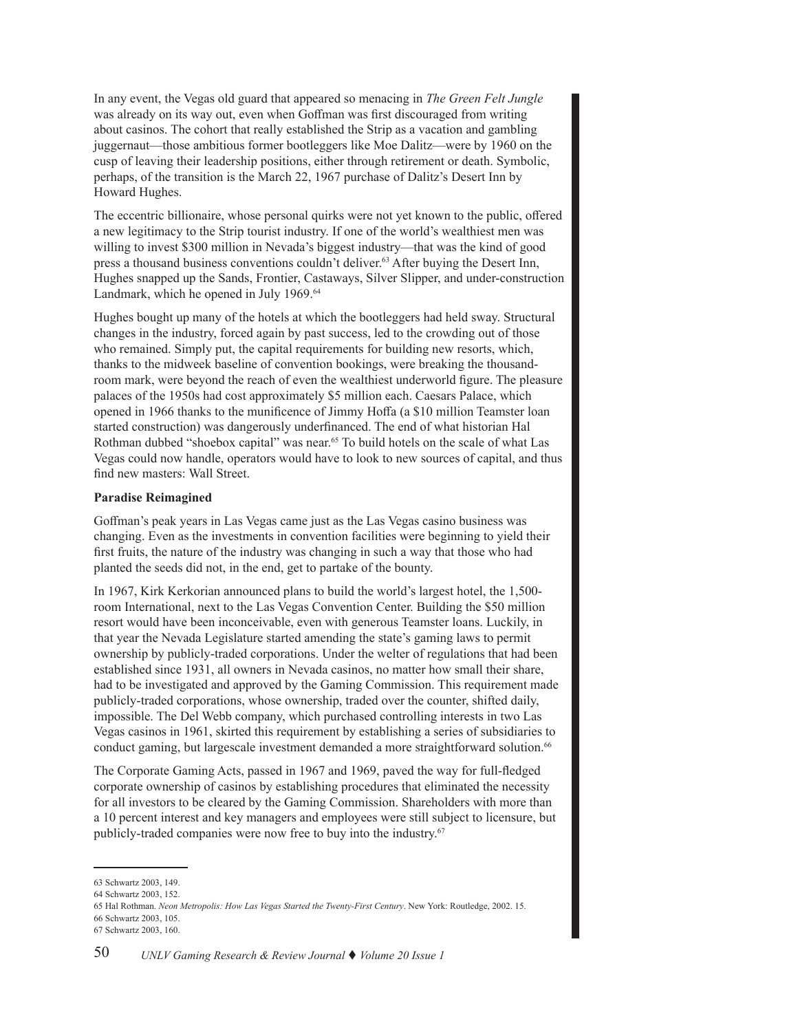In any event, the Vegas old guard that appeared so menacing in *The Green Felt Jungle* was already on its way out, even when Goffman was first discouraged from writing about casinos. The cohort that really established the Strip as a vacation and gambling juggernaut—those ambitious former bootleggers like Moe Dalitz—were by 1960 on the cusp of leaving their leadership positions, either through retirement or death. Symbolic, perhaps, of the transition is the March 22, 1967 purchase of Dalitz's Desert Inn by Howard Hughes.

The eccentric billionaire, whose personal quirks were not yet known to the public, offered a new legitimacy to the Strip tourist industry. If one of the world's wealthiest men was willing to invest $300 million in Nevada's biggest industry—that was the kind of good press a thousand business conventions couldn't deliver.[63] After buying the Desert Inn, Hughes snapped up the Sands, Frontier, Castaways, Silver Slipper, and under-construction Landmark, which he opened in July 1969.[64]

Hughes bought up many of the hotels at which the bootleggers had held sway. Structural changes in the industry, forced again by past success, led to the crowding out of those who remained. Simply put, the capital requirements for building new resorts, which, thanks to the midweek baseline of convention bookings, were breaking the thousand-room mark, were beyond the reach of even the wealthiest underworld figure. The pleasure palaces of the 1950s had cost approximately $5 million each. Caesars Palace, which opened in 1966 thanks to the munificence of Jimmy Hoffa (a $10 million Teamster loan started construction) was dangerously underfinanced. The end of what historian Hal Rothman dubbed "shoebox capital" was near.[65] To build hotels on the scale of what Las Vegas could now handle, operators would have to look to new sources of capital, and thus find new masters: Wall Street.

**Paradise Reimagined**

Goffman's peak years in Las Vegas came just as the Las Vegas casino business was changing. Even as the investments in convention facilities were beginning to yield their first fruits, the nature of the industry was changing in such a way that those who had planted the seeds did not, in the end, get to partake of the bounty.

In 1967, Kirk Kerkorian announced plans to build the world's largest hotel, the 1,500-room International, next to the Las Vegas Convention Center. Building the $50 million resort would have been inconceivable, even with generous Teamster loans. Luckily, in that year the Nevada Legislature started amending the state's gaming laws to permit ownership by publicly-traded corporations. Under the welter of regulations that had been established since 1931, all owners in Nevada casinos, no matter how small their share, had to be investigated and approved by the Gaming Commission. This requirement made publicly-traded corporations, whose ownership, traded over the counter, shifted daily, impossible. The Del Webb company, which purchased controlling interests in two Las Vegas casinos in 1961, skirted this requirement by establishing a series of subsidiaries to conduct gaming, but largescale investment demanded a more straightforward solution.[66]

The Corporate Gaming Acts, passed in 1967 and 1969, paved the way for full-fledged corporate ownership of casinos by establishing procedures that eliminated the necessity for all investors to be cleared by the Gaming Commission. Shareholders with more than a 10 percent interest and key managers and employees were still subject to licensure, but publicly-traded companies were now free to buy into the industry.[67]

---

63 Schwartz 2003, 149.

64 Schwartz 2003, 152.

65 Hal Rothman. *Neon Metropolis: How Las Vegas Started the Twenty-First Century*. New York: Routledge, 2002. 15.

66 Schwartz 2003, 105.

67 Schwartz 2003, 160.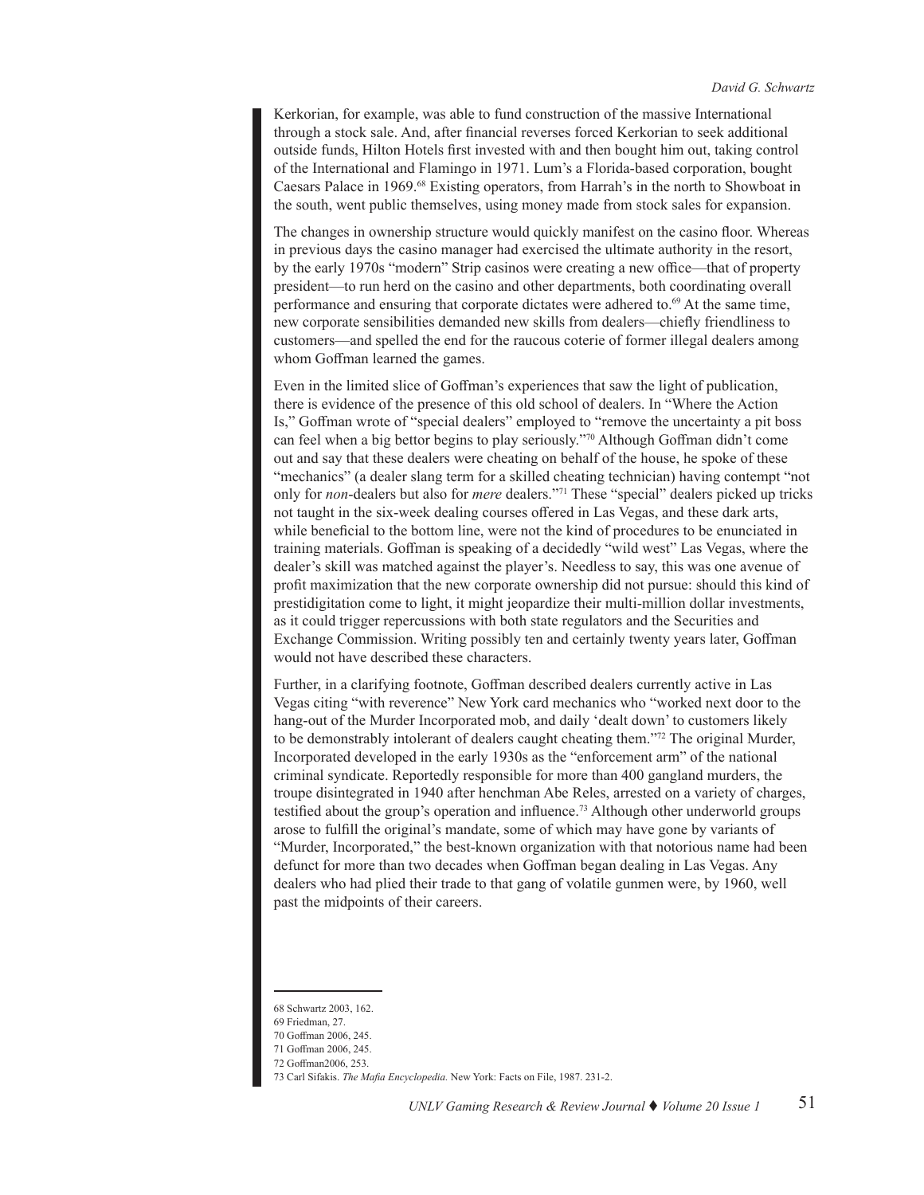Kerkorian, for example, was able to fund construction of the massive International through a stock sale. And, after financial reverses forced Kerkorian to seek additional outside funds, Hilton Hotels first invested with and then bought him out, taking control of the International and Flamingo in 1971. Lum's a Florida-based corporation, bought Caesars Palace in 1969.[68] Existing operators, from Harrah's in the north to Showboat in the south, went public themselves, using money made from stock sales for expansion.

The changes in ownership structure would quickly manifest on the casino floor. Whereas in previous days the casino manager had exercised the ultimate authority in the resort, by the early 1970s "modern" Strip casinos were creating a new office—that of property president—to run herd on the casino and other departments, both coordinating overall performance and ensuring that corporate dictates were adhered to.[69] At the same time, new corporate sensibilities demanded new skills from dealers—chiefly friendliness to customers—and spelled the end for the raucous coterie of former illegal dealers among whom Goffman learned the games.

Even in the limited slice of Goffman's experiences that saw the light of publication, there is evidence of the presence of this old school of dealers. In "Where the Action Is," Goffman wrote of "special dealers" employed to "remove the uncertainty a pit boss can feel when a big bettor begins to play seriously."[70] Although Goffman didn't come out and say that these dealers were cheating on behalf of the house, he spoke of these "mechanics" (a dealer slang term for a skilled cheating technician) having contempt "not only for *non*-dealers but also for *mere* dealers."[71] These "special" dealers picked up tricks not taught in the six-week dealing courses offered in Las Vegas, and these dark arts, while beneficial to the bottom line, were not the kind of procedures to be enunciated in training materials. Goffman is speaking of a decidedly "wild west" Las Vegas, where the dealer's skill was matched against the player's. Needless to say, this was one avenue of profit maximization that the new corporate ownership did not pursue: should this kind of prestidigitation come to light, it might jeopardize their multi-million dollar investments, as it could trigger repercussions with both state regulators and the Securities and Exchange Commission. Writing possibly ten and certainly twenty years later, Goffman would not have described these characters.

Further, in a clarifying footnote, Goffman described dealers currently active in Las Vegas citing "with reverence" New York card mechanics who "worked next door to the hang-out of the Murder Incorporated mob, and daily 'dealt down' to customers likely to be demonstrably intolerant of dealers caught cheating them."[72] The original Murder, Incorporated developed in the early 1930s as the "enforcement arm" of the national criminal syndicate. Reportedly responsible for more than 400 gangland murders, the troupe disintegrated in 1940 after henchman Abe Reles, arrested on a variety of charges, testified about the group's operation and influence.[73] Although other underworld groups arose to fulfill the original's mandate, some of which may have gone by variants of "Murder, Incorporated," the best-known organization with that notorious name had been defunct for more than two decades when Goffman began dealing in Las Vegas. Any dealers who had plied their trade to that gang of volatile gunmen were, by 1960, well past the midpoints of their careers.

---

68 Schwartz 2003, 162.

69 Friedman, 27.

70 Goffman 2006, 245.

71 Goffman 2006, 245.

72 Goffman2006, 253.

73 Carl Sifakis. *The Mafia Encyclopedia.* New York: Facts on File, 1987. 231-2.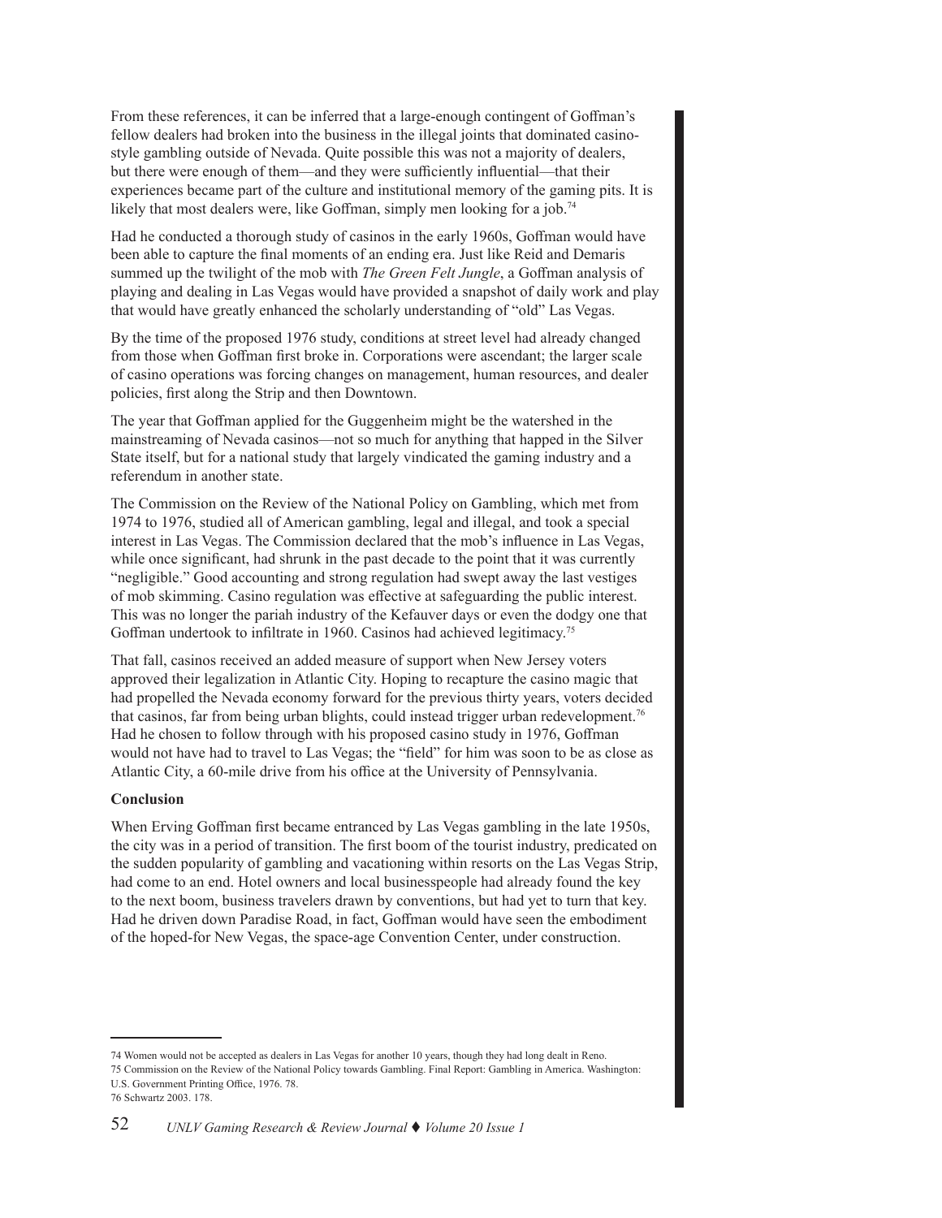From these references, it can be inferred that a large-enough contingent of Goffman's fellow dealers had broken into the business in the illegal joints that dominated casino-style gambling outside of Nevada. Quite possible this was not a majority of dealers, but there were enough of them—and they were sufficiently influential—that their experiences became part of the culture and institutional memory of the gaming pits. It is likely that most dealers were, like Goffman, simply men looking for a job.[74]

Had he conducted a thorough study of casinos in the early 1960s, Goffman would have been able to capture the final moments of an ending era. Just like Reid and Demaris summed up the twilight of the mob with *The Green Felt Jungle*, a Goffman analysis of playing and dealing in Las Vegas would have provided a snapshot of daily work and play that would have greatly enhanced the scholarly understanding of "old" Las Vegas.

By the time of the proposed 1976 study, conditions at street level had already changed from those when Goffman first broke in. Corporations were ascendant; the larger scale of casino operations was forcing changes on management, human resources, and dealer policies, first along the Strip and then Downtown.

The year that Goffman applied for the Guggenheim might be the watershed in the mainstreaming of Nevada casinos—not so much for anything that happed in the Silver State itself, but for a national study that largely vindicated the gaming industry and a referendum in another state.

The Commission on the Review of the National Policy on Gambling, which met from 1974 to 1976, studied all of American gambling, legal and illegal, and took a special interest in Las Vegas. The Commission declared that the mob's influence in Las Vegas, while once significant, had shrunk in the past decade to the point that it was currently "negligible." Good accounting and strong regulation had swept away the last vestiges of mob skimming. Casino regulation was effective at safeguarding the public interest. This was no longer the pariah industry of the Kefauver days or even the dodgy one that Goffman undertook to infiltrate in 1960. Casinos had achieved legitimacy.[75]

That fall, casinos received an added measure of support when New Jersey voters approved their legalization in Atlantic City. Hoping to recapture the casino magic that had propelled the Nevada economy forward for the previous thirty years, voters decided that casinos, far from being urban blights, could instead trigger urban redevelopment.[76] Had he chosen to follow through with his proposed casino study in 1976, Goffman would not have had to travel to Las Vegas; the "field" for him was soon to be as close as Atlantic City, a 60-mile drive from his office at the University of Pennsylvania.

**Conclusion**

When Erving Goffman first became entranced by Las Vegas gambling in the late 1950s, the city was in a period of transition. The first boom of the tourist industry, predicated on the sudden popularity of gambling and vacationing within resorts on the Las Vegas Strip, had come to an end. Hotel owners and local businesspeople had already found the key to the next boom, business travelers drawn by conventions, but had yet to turn that key. Had he driven down Paradise Road, in fact, Goffman would have seen the embodiment of the hoped-for New Vegas, the space-age Convention Center, under construction.

---

74 Women would not be accepted as dealers in Las Vegas for another 10 years, though they had long dealt in Reno.

75 Commission on the Review of the National Policy towards Gambling. Final Report: Gambling in America. Washington: U.S. Government Printing Office, 1976. 78.

76 Schwartz 2003. 178.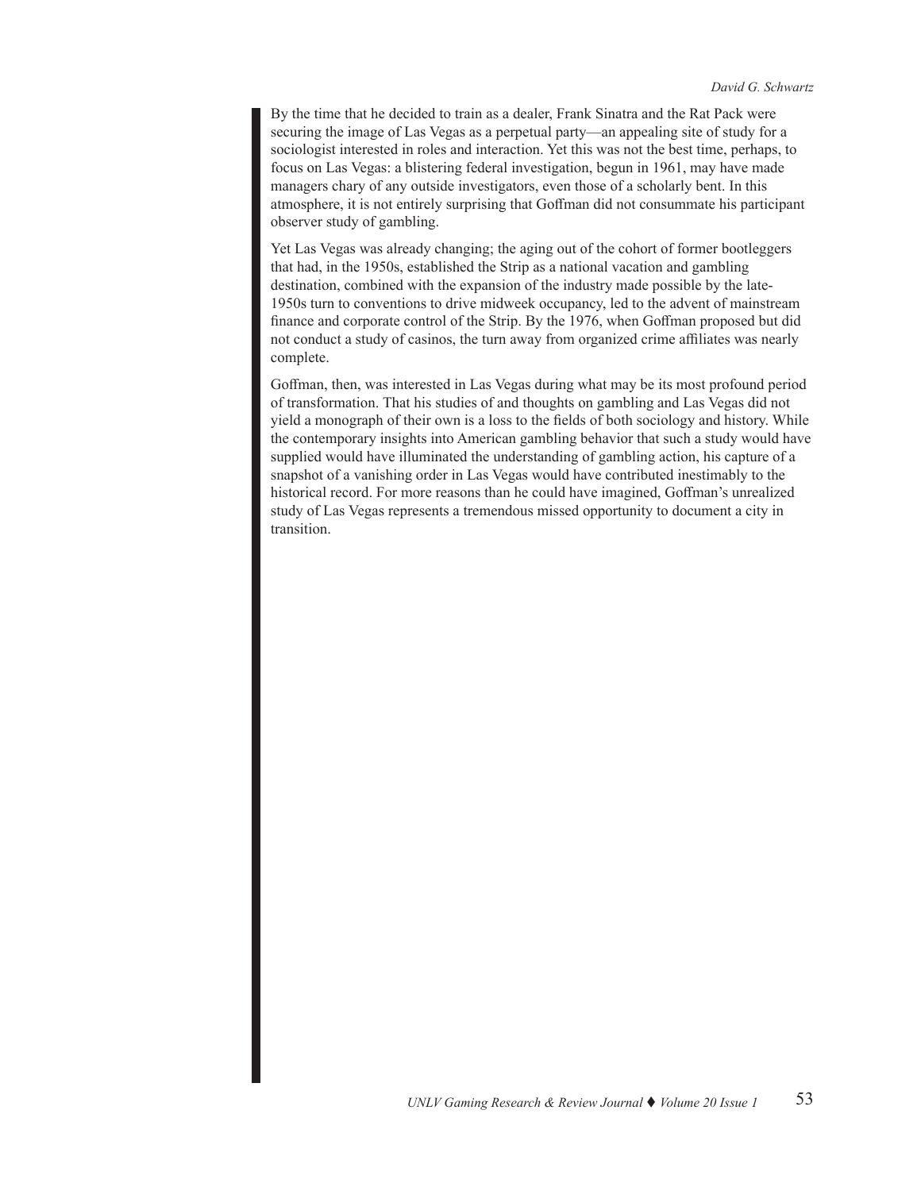By the time that he decided to train as a dealer, Frank Sinatra and the Rat Pack were securing the image of Las Vegas as a perpetual party—an appealing site of study for a sociologist interested in roles and interaction. Yet this was not the best time, perhaps, to focus on Las Vegas: a blistering federal investigation, begun in 1961, may have made managers chary of any outside investigators, even those of a scholarly bent. In this atmosphere, it is not entirely surprising that Goffman did not consummate his participant observer study of gambling.

Yet Las Vegas was already changing; the aging out of the cohort of former bootleggers that had, in the 1950s, established the Strip as a national vacation and gambling destination, combined with the expansion of the industry made possible by the late-1950s turn to conventions to drive midweek occupancy, led to the advent of mainstream finance and corporate control of the Strip. By the 1976, when Goffman proposed but did not conduct a study of casinos, the turn away from organized crime affiliates was nearly complete.

Goffman, then, was interested in Las Vegas during what may be its most profound period of transformation. That his studies of and thoughts on gambling and Las Vegas did not yield a monograph of their own is a loss to the fields of both sociology and history. While the contemporary insights into American gambling behavior that such a study would have supplied would have illuminated the understanding of gambling action, his capture of a snapshot of a vanishing order in Las Vegas would have contributed inestimably to the historical record. For more reasons than he could have imagined, Goffman's unrealized study of Las Vegas represents a tremendous missed opportunity to document a city in transition.